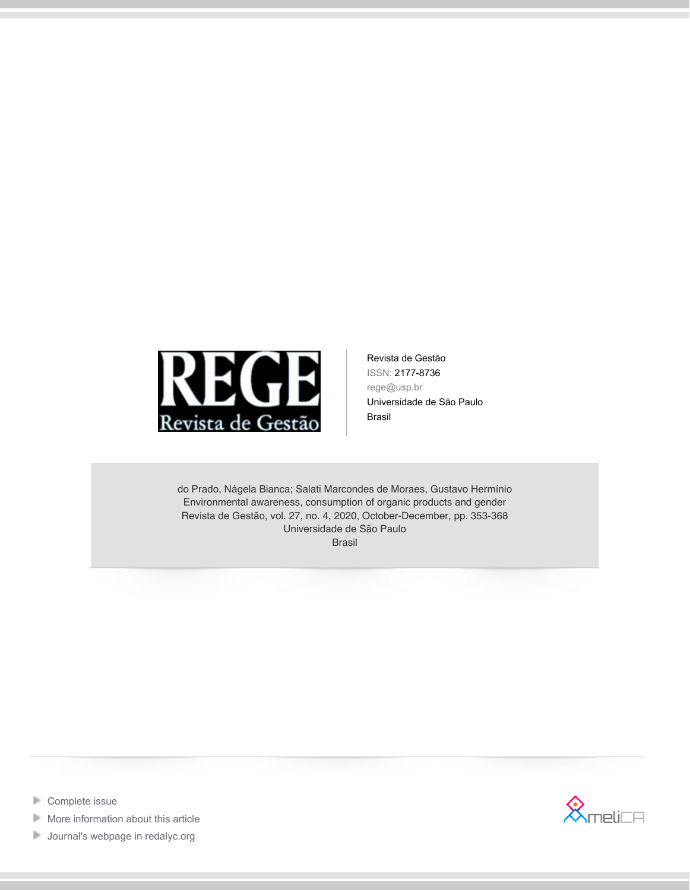Revista de Gestão
ISSN: 2177-8736
rege@usp.br
Universidade de São Paulo
Brasil

do Prado, Nágela Bianca; Salati Marcondes de Moraes, Gustavo Hermínio
Environmental awareness, consumption of organic products and gender
Revista de Gestão, vol. 27, no. 4, 2020, October-December, pp. 353-368
Universidade de São Paulo
Brasil

- Complete issue
- More information about this article
- Journal's webpage in redalyc.org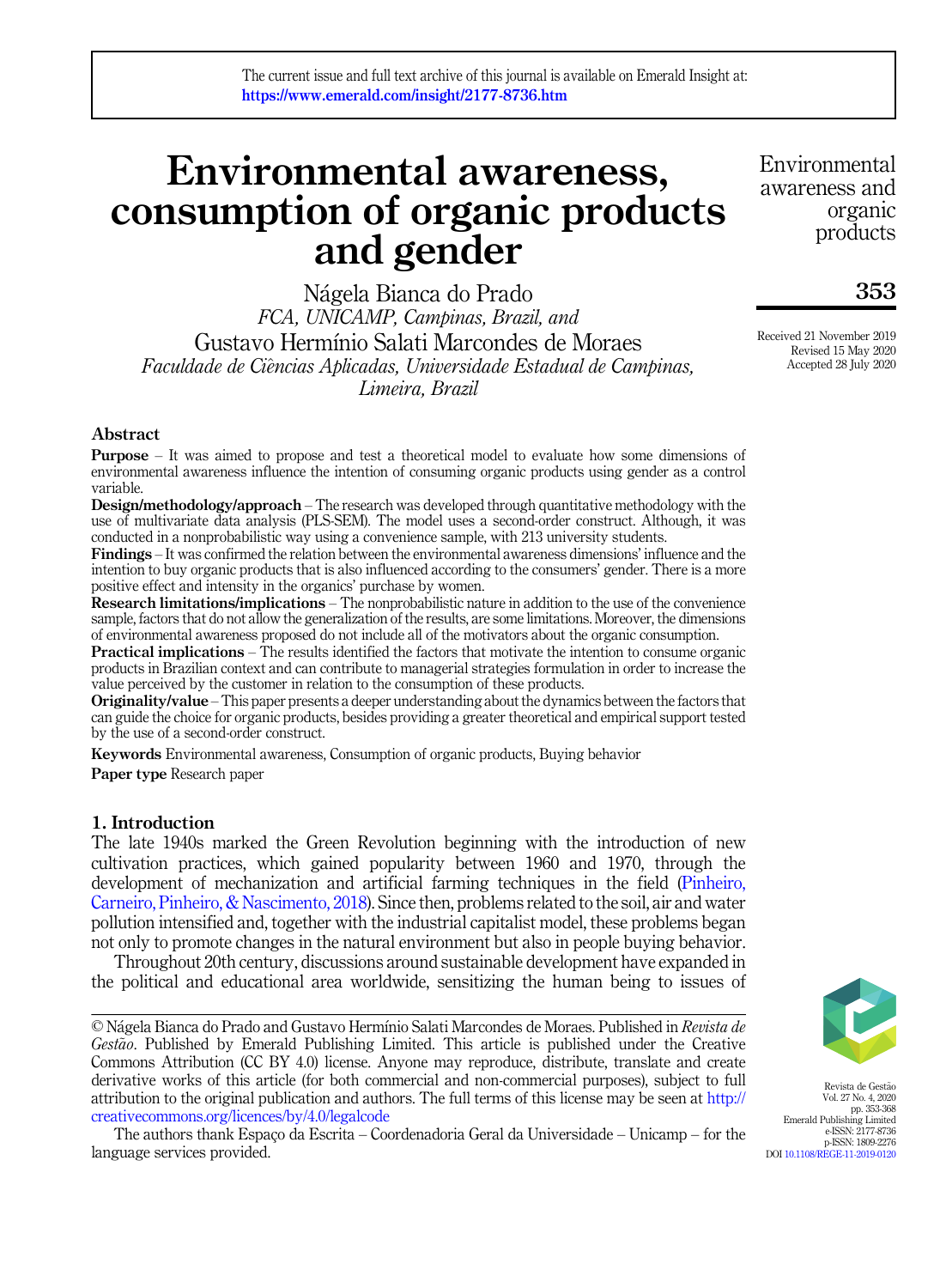# Environmental awareness, consumption of organic products and gender

Nágela Bianca do Prado
*FCA, UNICAMP, Campinas, Brazil, and*
Gustavo Hermínio Salati Marcondes de Moraes
*Faculdade de Ciências Aplicadas, Universidade Estadual de Campinas, Limeira, Brazil*

Received 21 November 2019
Revised 15 May 2020
Accepted 28 July 2020

## Abstract

**Purpose** – It was aimed to propose and test a theoretical model to evaluate how some dimensions of environmental awareness influence the intention of consuming organic products using gender as a control variable.

**Design/methodology/approach** – The research was developed through quantitative methodology with the use of multivariate data analysis (PLS-SEM). The model uses a second-order construct. Although, it was conducted in a nonprobabilistic way using a convenience sample, with 213 university students.

**Findings** – It was confirmed the relation between the environmental awareness dimensions' influence and the intention to buy organic products that is also influenced according to the consumers' gender. There is a more positive effect and intensity in the organics' purchase by women.

**Research limitations/implications** – The nonprobabilistic nature in addition to the use of the convenience sample, factors that do not allow the generalization of the results, are some limitations. Moreover, the dimensions of environmental awareness proposed do not include all of the motivators about the organic consumption.

**Practical implications** – The results identified the factors that motivate the intention to consume organic products in Brazilian context and can contribute to managerial strategies formulation in order to increase the value perceived by the customer in relation to the consumption of these products.

**Originality/value** – This paper presents a deeper understanding about the dynamics between the factors that can guide the choice for organic products, besides providing a greater theoretical and empirical support tested by the use of a second-order construct.

**Keywords** Environmental awareness, Consumption of organic products, Buying behavior

**Paper type** Research paper

## 1. Introduction

The late 1940s marked the Green Revolution beginning with the introduction of new cultivation practices, which gained popularity between 1960 and 1970, through the development of mechanization and artificial farming techniques in the field (Pinheiro, Carneiro, Pinheiro, & Nascimento, 2018). Since then, problems related to the soil, air and water pollution intensified and, together with the industrial capitalist model, these problems began not only to promote changes in the natural environment but also in people buying behavior.

Throughout 20th century, discussions around sustainable development have expanded in the political and educational area worldwide, sensitizing the human being to issues of

© Nágela Bianca do Prado and Gustavo Hermínio Salati Marcondes de Moraes. Published in *Revista de Gestão*. Published by Emerald Publishing Limited. This article is published under the Creative Commons Attribution (CC BY 4.0) license. Anyone may reproduce, distribute, translate and create derivative works of this article (for both commercial and non-commercial purposes), subject to full attribution to the original publication and authors. The full terms of this license may be seen at http://creativecommons.org/licences/by/4.0/legalcode

The authors thank Espaço da Escrita – Coordenadoria Geral da Universidade – Unicamp – for the language services provided.

Revista de Gestão
Vol. 27 No. 4, 2020
pp. 353-368
Emerald Publishing Limited
e-ISSN: 2177-8736
p-ISSN: 1809-2276
DOI 10.1108/REGE-11-2019-0120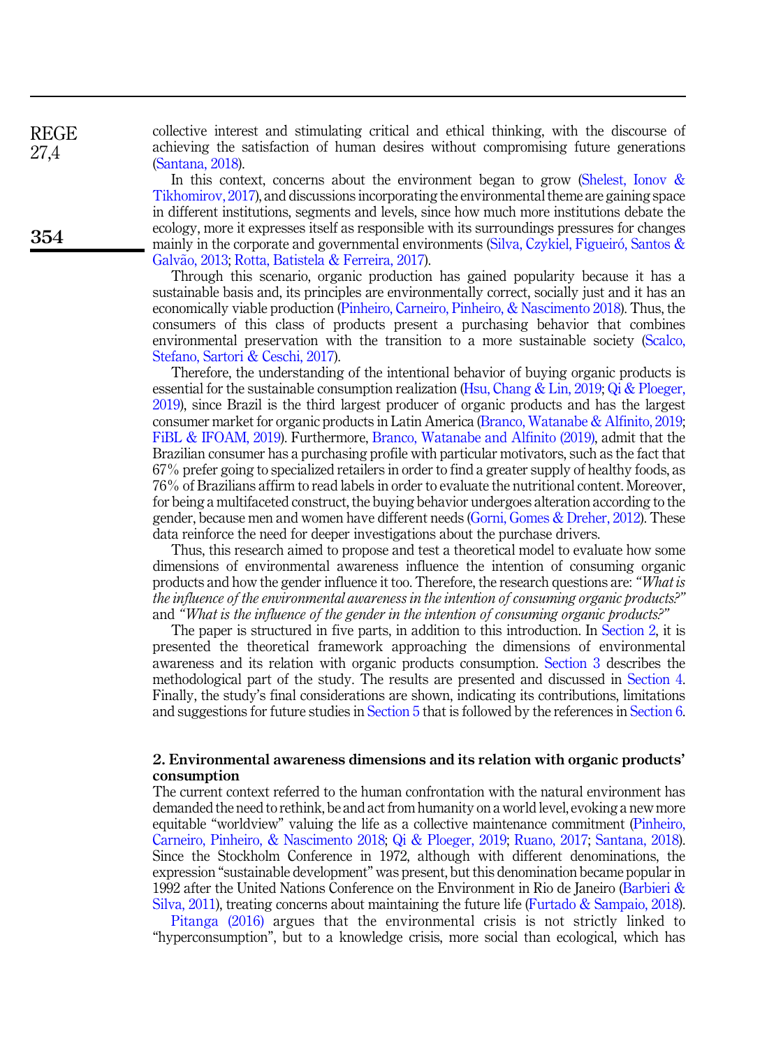collective interest and stimulating critical and ethical thinking, with the discourse of achieving the satisfaction of human desires without compromising future generations (Santana, 2018).

In this context, concerns about the environment began to grow (Shelest, Ionov & Tikhomirov, 2017), and discussions incorporating the environmental theme are gaining space in different institutions, segments and levels, since how much more institutions debate the ecology, more it expresses itself as responsible with its surroundings pressures for changes mainly in the corporate and governmental environments (Silva, Czykiel, Figueiró, Santos & Galvão, 2013; Rotta, Batistela & Ferreira, 2017).

Through this scenario, organic production has gained popularity because it has a sustainable basis and, its principles are environmentally correct, socially just and it has an economically viable production (Pinheiro, Carneiro, Pinheiro, & Nascimento 2018). Thus, the consumers of this class of products present a purchasing behavior that combines environmental preservation with the transition to a more sustainable society (Scalco, Stefano, Sartori & Ceschi, 2017).

Therefore, the understanding of the intentional behavior of buying organic products is essential for the sustainable consumption realization (Hsu, Chang & Lin, 2019; Qi & Ploeger, 2019), since Brazil is the third largest producer of organic products and has the largest consumer market for organic products in Latin America (Branco, Watanabe & Alfinito, 2019; FiBL & IFOAM, 2019). Furthermore, Branco, Watanabe and Alfinito (2019), admit that the Brazilian consumer has a purchasing profile with particular motivators, such as the fact that 67% prefer going to specialized retailers in order to find a greater supply of healthy foods, as 76% of Brazilians affirm to read labels in order to evaluate the nutritional content. Moreover, for being a multifaceted construct, the buying behavior undergoes alteration according to the gender, because men and women have different needs (Gorni, Gomes & Dreher, 2012). These data reinforce the need for deeper investigations about the purchase drivers.

Thus, this research aimed to propose and test a theoretical model to evaluate how some dimensions of environmental awareness influence the intention of consuming organic products and how the gender influence it too. Therefore, the research questions are: *"What is the influence of the environmental awareness in the intention of consuming organic products?"* and *"What is the influence of the gender in the intention of consuming organic products?"*

The paper is structured in five parts, in addition to this introduction. In Section 2, it is presented the theoretical framework approaching the dimensions of environmental awareness and its relation with organic products consumption. Section 3 describes the methodological part of the study. The results are presented and discussed in Section 4. Finally, the study's final considerations are shown, indicating its contributions, limitations and suggestions for future studies in Section 5 that is followed by the references in Section 6.

## 2. Environmental awareness dimensions and its relation with organic products' consumption

The current context referred to the human confrontation with the natural environment has demanded the need to rethink, be and act from humanity on a world level, evoking a new more equitable "worldview" valuing the life as a collective maintenance commitment (Pinheiro, Carneiro, Pinheiro, & Nascimento 2018; Qi & Ploeger, 2019; Ruano, 2017; Santana, 2018). Since the Stockholm Conference in 1972, although with different denominations, the expression "sustainable development" was present, but this denomination became popular in 1992 after the United Nations Conference on the Environment in Rio de Janeiro (Barbieri & Silva, 2011), treating concerns about maintaining the future life (Furtado & Sampaio, 2018).

Pitanga (2016) argues that the environmental crisis is not strictly linked to "hyperconsumption", but to a knowledge crisis, more social than ecological, which has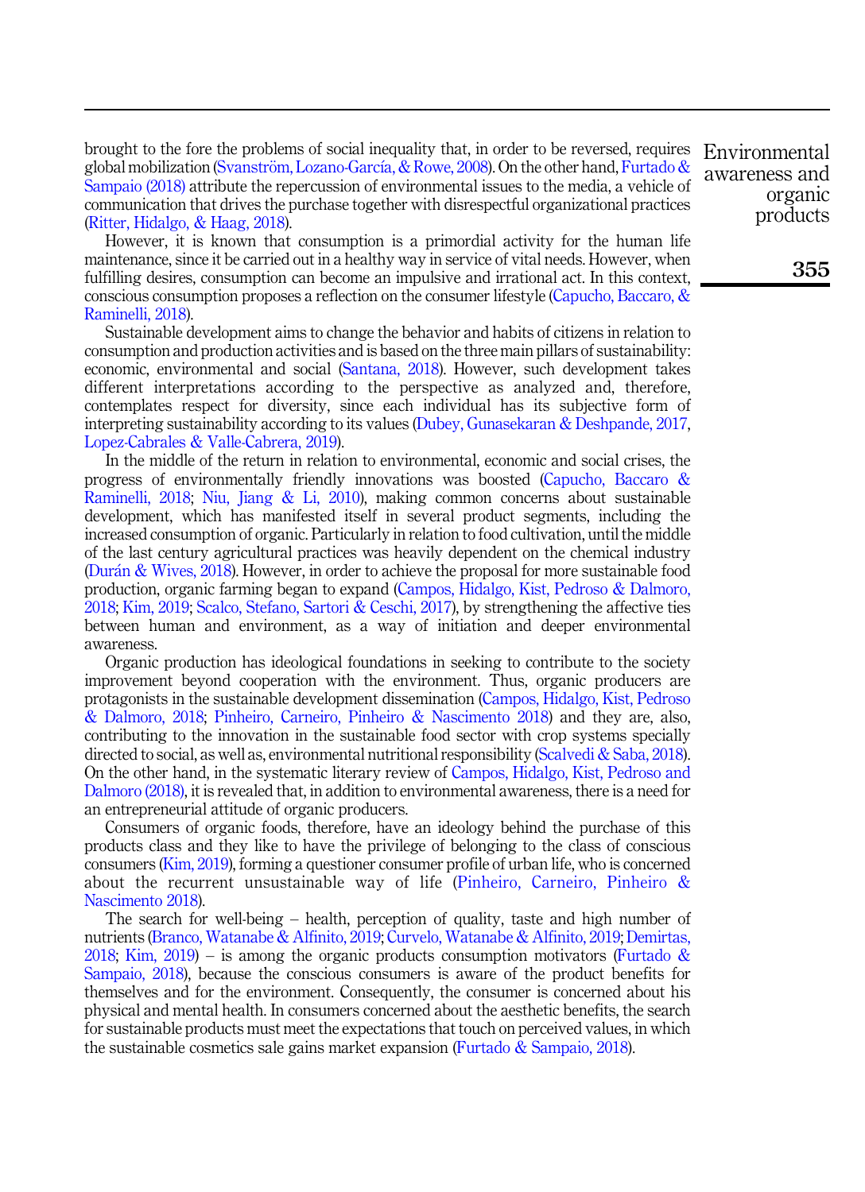brought to the fore the problems of social inequality that, in order to be reversed, requires global mobilization (Svanström, Lozano-García, & Rowe, 2008). On the other hand, Furtado & Sampaio (2018) attribute the repercussion of environmental issues to the media, a vehicle of communication that drives the purchase together with disrespectful organizational practices (Ritter, Hidalgo, & Haag, 2018).

However, it is known that consumption is a primordial activity for the human life maintenance, since it be carried out in a healthy way in service of vital needs. However, when fulfilling desires, consumption can become an impulsive and irrational act. In this context, conscious consumption proposes a reflection on the consumer lifestyle (Capucho, Baccaro, & Raminelli, 2018).

Sustainable development aims to change the behavior and habits of citizens in relation to consumption and production activities and is based on the three main pillars of sustainability: economic, environmental and social (Santana, 2018). However, such development takes different interpretations according to the perspective as analyzed and, therefore, contemplates respect for diversity, since each individual has its subjective form of interpreting sustainability according to its values (Dubey, Gunasekaran & Deshpande, 2017, Lopez-Cabrales & Valle-Cabrera, 2019).

In the middle of the return in relation to environmental, economic and social crises, the progress of environmentally friendly innovations was boosted (Capucho, Baccaro & Raminelli, 2018; Niu, Jiang & Li, 2010), making common concerns about sustainable development, which has manifested itself in several product segments, including the increased consumption of organic. Particularly in relation to food cultivation, until the middle of the last century agricultural practices was heavily dependent on the chemical industry (Durán & Wives, 2018). However, in order to achieve the proposal for more sustainable food production, organic farming began to expand (Campos, Hidalgo, Kist, Pedroso & Dalmoro, 2018; Kim, 2019; Scalco, Stefano, Sartori & Ceschi, 2017), by strengthening the affective ties between human and environment, as a way of initiation and deeper environmental awareness.

Organic production has ideological foundations in seeking to contribute to the society improvement beyond cooperation with the environment. Thus, organic producers are protagonists in the sustainable development dissemination (Campos, Hidalgo, Kist, Pedroso & Dalmoro, 2018; Pinheiro, Carneiro, Pinheiro & Nascimento 2018) and they are, also, contributing to the innovation in the sustainable food sector with crop systems specially directed to social, as well as, environmental nutritional responsibility (Scalvedi & Saba, 2018). On the other hand, in the systematic literary review of Campos, Hidalgo, Kist, Pedroso and Dalmoro (2018), it is revealed that, in addition to environmental awareness, there is a need for an entrepreneurial attitude of organic producers.

Consumers of organic foods, therefore, have an ideology behind the purchase of this products class and they like to have the privilege of belonging to the class of conscious consumers (Kim, 2019), forming a questioner consumer profile of urban life, who is concerned about the recurrent unsustainable way of life (Pinheiro, Carneiro, Pinheiro & Nascimento 2018).

The search for well-being – health, perception of quality, taste and high number of nutrients (Branco, Watanabe & Alfinito, 2019; Curvelo, Watanabe & Alfinito, 2019; Demirtas, 2018; Kim, 2019) – is among the organic products consumption motivators (Furtado & Sampaio, 2018), because the conscious consumers is aware of the product benefits for themselves and for the environment. Consequently, the consumer is concerned about his physical and mental health. In consumers concerned about the aesthetic benefits, the search for sustainable products must meet the expectations that touch on perceived values, in which the sustainable cosmetics sale gains market expansion (Furtado & Sampaio, 2018).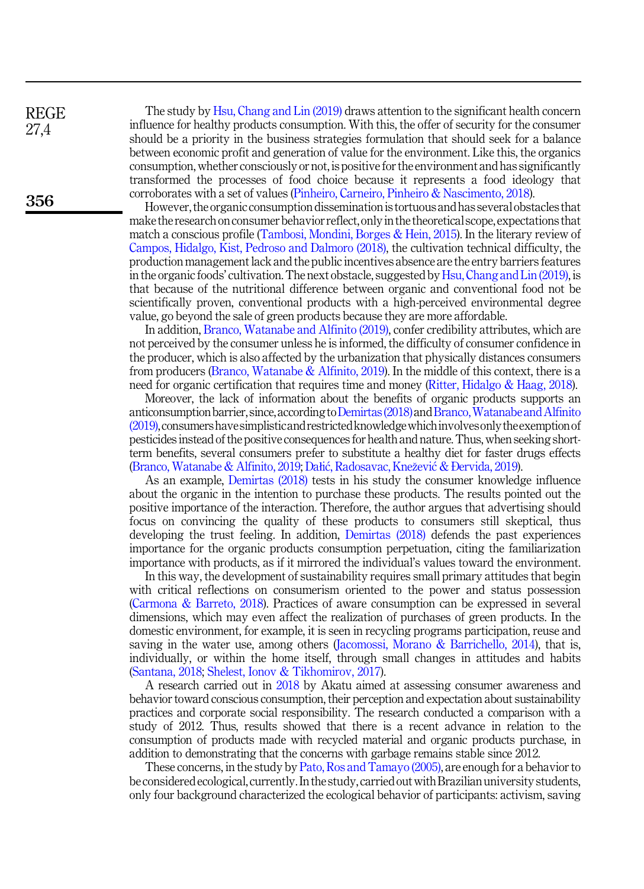The study by Hsu, Chang and Lin (2019) draws attention to the significant health concern influence for healthy products consumption. With this, the offer of security for the consumer should be a priority in the business strategies formulation that should seek for a balance between economic profit and generation of value for the environment. Like this, the organics consumption, whether consciously or not, is positive for the environment and has significantly transformed the processes of food choice because it represents a food ideology that corroborates with a set of values (Pinheiro, Carneiro, Pinheiro & Nascimento, 2018).

However, the organic consumption dissemination is tortuous and has several obstacles that make the research on consumer behavior reflect, only in the theoretical scope, expectations that match a conscious profile (Tambosi, Mondini, Borges & Hein, 2015). In the literary review of Campos, Hidalgo, Kist, Pedroso and Dalmoro (2018), the cultivation technical difficulty, the production management lack and the public incentives absence are the entry barriers features in the organic foods' cultivation. The next obstacle, suggested by Hsu, Chang and Lin (2019), is that because of the nutritional difference between organic and conventional food not be scientifically proven, conventional products with a high-perceived environmental degree value, go beyond the sale of green products because they are more affordable.

In addition, Branco, Watanabe and Alfinito (2019), confer credibility attributes, which are not perceived by the consumer unless he is informed, the difficulty of consumer confidence in the producer, which is also affected by the urbanization that physically distances consumers from producers (Branco, Watanabe & Alfinito, 2019). In the middle of this context, there is a need for organic certification that requires time and money (Ritter, Hidalgo & Haag, 2018).

Moreover, the lack of information about the benefits of organic products supports an anticonsumption barrier, since, according to Demirtas (2018) and Branco, Watanabe and Alfinito (2019), consumers have simplistic and restricted knowledge which involves only the exemption of pesticides instead of the positive consequences for health and nature. Thus, when seeking short-term benefits, several consumers prefer to substitute a healthy diet for faster drugs effects (Branco, Watanabe & Alfinito, 2019; Dažić, Radosavac, Knežević & Đervida, 2019).

As an example, Demirtas (2018) tests in his study the consumer knowledge influence about the organic in the intention to purchase these products. The results pointed out the positive importance of the interaction. Therefore, the author argues that advertising should focus on convincing the quality of these products to consumers still skeptical, thus developing the trust feeling. In addition, Demirtas (2018) defends the past experiences importance for the organic products consumption perpetuation, citing the familiarization importance with products, as if it mirrored the individual's values toward the environment.

In this way, the development of sustainability requires small primary attitudes that begin with critical reflections on consumerism oriented to the power and status possession (Carmona & Barreto, 2018). Practices of aware consumption can be expressed in several dimensions, which may even affect the realization of purchases of green products. In the domestic environment, for example, it is seen in recycling programs participation, reuse and saving in the water use, among others (Jacomossi, Morano & Barrichello, 2014), that is, individually, or within the home itself, through small changes in attitudes and habits (Santana, 2018; Shelest, Ionov & Tikhomirov, 2017).

A research carried out in 2018 by Akatu aimed at assessing consumer awareness and behavior toward conscious consumption, their perception and expectation about sustainability practices and corporate social responsibility. The research conducted a comparison with a study of 2012. Thus, results showed that there is a recent advance in relation to the consumption of products made with recycled material and organic products purchase, in addition to demonstrating that the concerns with garbage remains stable since 2012.

These concerns, in the study by Pato, Ros and Tamayo (2005), are enough for a behavior to be considered ecological, currently. In the study, carried out with Brazilian university students, only four background characterized the ecological behavior of participants: activism, saving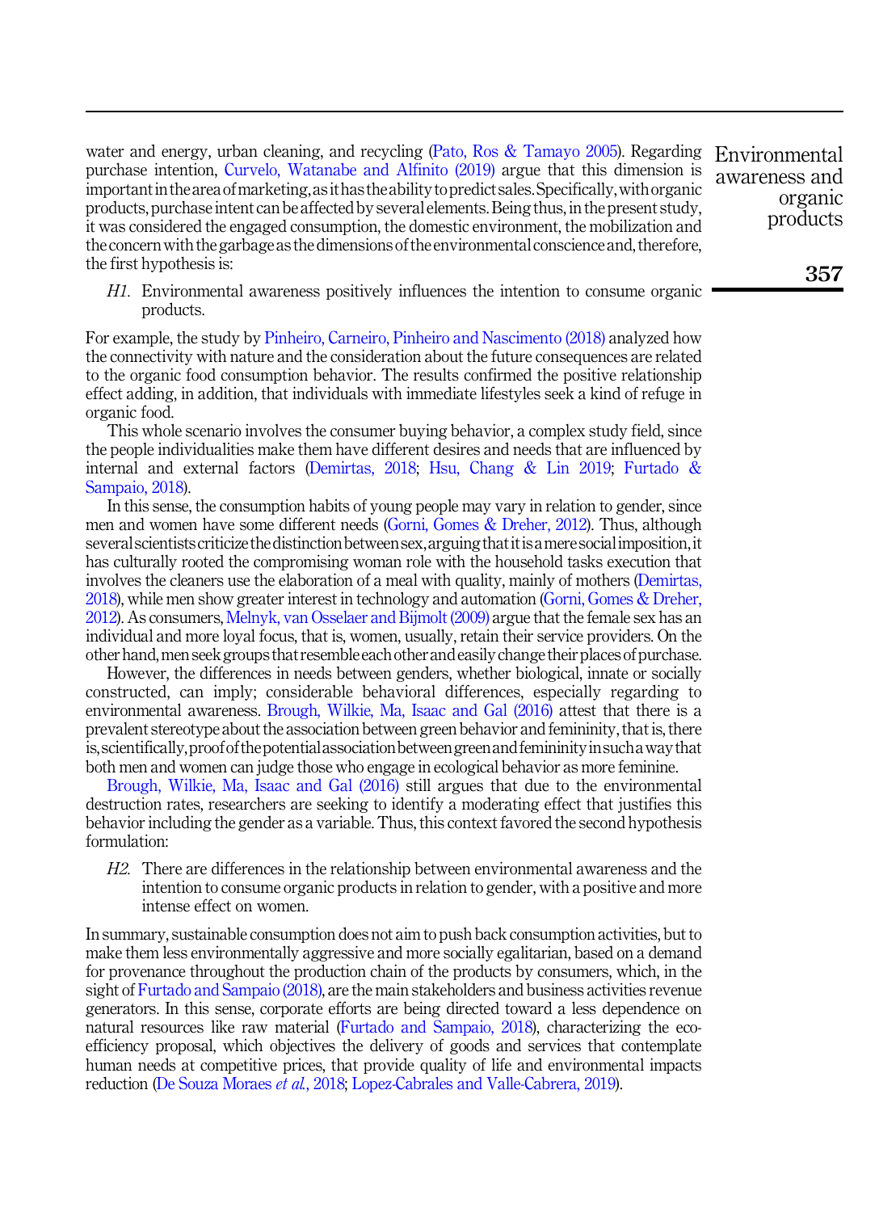water and energy, urban cleaning, and recycling (Pato, Ros & Tamayo 2005). Regarding purchase intention, Curvelo, Watanabe and Alfinito (2019) argue that this dimension is important in the area of marketing, as it has the ability to predict sales. Specifically, with organic products, purchase intent can be affected by several elements. Being thus, in the present study, it was considered the engaged consumption, the domestic environment, the mobilization and the concern with the garbage as the dimensions of the environmental conscience and, therefore, the first hypothesis is:

*H1*. Environmental awareness positively influences the intention to consume organic products.

For example, the study by Pinheiro, Carneiro, Pinheiro and Nascimento (2018) analyzed how the connectivity with nature and the consideration about the future consequences are related to the organic food consumption behavior. The results confirmed the positive relationship effect adding, in addition, that individuals with immediate lifestyles seek a kind of refuge in organic food.

This whole scenario involves the consumer buying behavior, a complex study field, since the people individualities make them have different desires and needs that are influenced by internal and external factors (Demirtas, 2018; Hsu, Chang & Lin 2019; Furtado & Sampaio, 2018).

In this sense, the consumption habits of young people may vary in relation to gender, since men and women have some different needs (Gorni, Gomes & Dreher, 2012). Thus, although several scientists criticize the distinction between sex, arguing that it is a mere social imposition, it has culturally rooted the compromising woman role with the household tasks execution that involves the cleaners use the elaboration of a meal with quality, mainly of mothers (Demirtas, 2018), while men show greater interest in technology and automation (Gorni, Gomes & Dreher, 2012). As consumers, Melnyk, van Osselaer and Bijmolt (2009) argue that the female sex has an individual and more loyal focus, that is, women, usually, retain their service providers. On the other hand, men seek groups that resemble each other and easily change their places of purchase.

However, the differences in needs between genders, whether biological, innate or socially constructed, can imply; considerable behavioral differences, especially regarding to environmental awareness. Brough, Wilkie, Ma, Isaac and Gal (2016) attest that there is a prevalent stereotype about the association between green behavior and femininity, that is, there is, scientifically, proof of the potential association between green and femininity in such a way that both men and women can judge those who engage in ecological behavior as more feminine.

Brough, Wilkie, Ma, Isaac and Gal (2016) still argues that due to the environmental destruction rates, researchers are seeking to identify a moderating effect that justifies this behavior including the gender as a variable. Thus, this context favored the second hypothesis formulation:

*H2*. There are differences in the relationship between environmental awareness and the intention to consume organic products in relation to gender, with a positive and more intense effect on women.

In summary, sustainable consumption does not aim to push back consumption activities, but to make them less environmentally aggressive and more socially egalitarian, based on a demand for provenance throughout the production chain of the products by consumers, which, in the sight of Furtado and Sampaio (2018), are the main stakeholders and business activities revenue generators. In this sense, corporate efforts are being directed toward a less dependence on natural resources like raw material (Furtado and Sampaio, 2018), characterizing the eco-efficiency proposal, which objectives the delivery of goods and services that contemplate human needs at competitive prices, that provide quality of life and environmental impacts reduction (De Souza Moraes *et al.*, 2018; Lopez-Cabrales and Valle-Cabrera, 2019).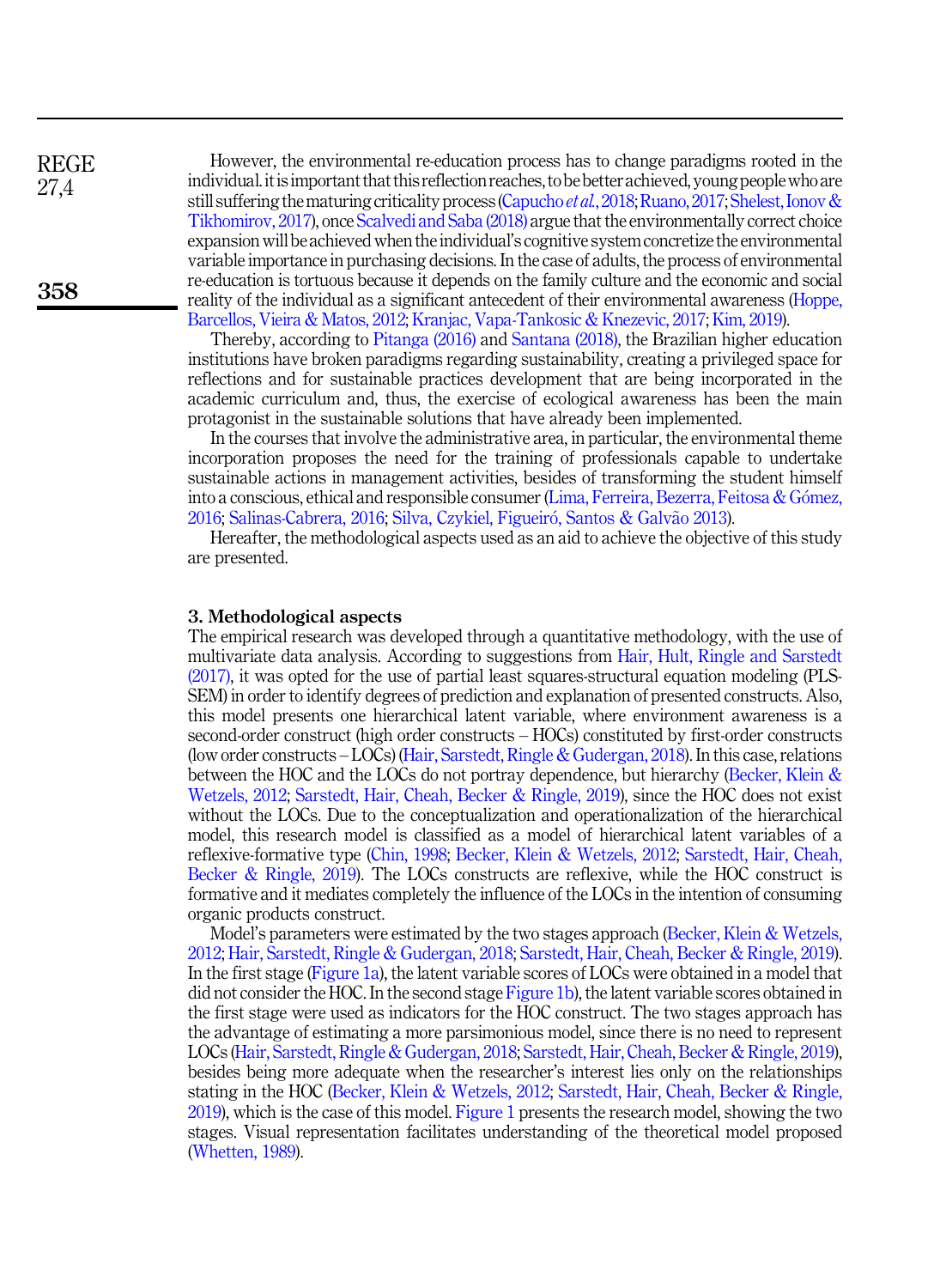However, the environmental re-education process has to change paradigms rooted in the individual. it is important that this reflection reaches, to be better achieved, young people who are still suffering the maturing criticality process (Capucho *et al.*, 2018; Ruano, 2017; Shelest, Ionov & Tikhomirov, 2017), once Scalvedi and Saba (2018) argue that the environmentally correct choice expansion will be achieved when the individual's cognitive system concretize the environmental variable importance in purchasing decisions. In the case of adults, the process of environmental re-education is tortuous because it depends on the family culture and the economic and social reality of the individual as a significant antecedent of their environmental awareness (Hoppe, Barcellos, Vieira & Matos, 2012; Kranjac, Vapa-Tankosic & Knezevic, 2017; Kim, 2019).

Thereby, according to Pitanga (2016) and Santana (2018), the Brazilian higher education institutions have broken paradigms regarding sustainability, creating a privileged space for reflections and for sustainable practices development that are being incorporated in the academic curriculum and, thus, the exercise of ecological awareness has been the main protagonist in the sustainable solutions that have already been implemented.

In the courses that involve the administrative area, in particular, the environmental theme incorporation proposes the need for the training of professionals capable to undertake sustainable actions in management activities, besides of transforming the student himself into a conscious, ethical and responsible consumer (Lima, Ferreira, Bezerra, Feitosa & Gómez, 2016; Salinas-Cabrera, 2016; Silva, Czykiel, Figueiró, Santos & Galvão 2013).

Hereafter, the methodological aspects used as an aid to achieve the objective of this study are presented.

## 3. Methodological aspects

The empirical research was developed through a quantitative methodology, with the use of multivariate data analysis. According to suggestions from Hair, Hult, Ringle and Sarstedt (2017), it was opted for the use of partial least squares-structural equation modeling (PLS-SEM) in order to identify degrees of prediction and explanation of presented constructs. Also, this model presents one hierarchical latent variable, where environment awareness is a second-order construct (high order constructs – HOCs) constituted by first-order constructs (low order constructs – LOCs) (Hair, Sarstedt, Ringle & Gudergan, 2018). In this case, relations between the HOC and the LOCs do not portray dependence, but hierarchy (Becker, Klein & Wetzels, 2012; Sarstedt, Hair, Cheah, Becker & Ringle, 2019), since the HOC does not exist without the LOCs. Due to the conceptualization and operationalization of the hierarchical model, this research model is classified as a model of hierarchical latent variables of a reflexive-formative type (Chin, 1998; Becker, Klein & Wetzels, 2012; Sarstedt, Hair, Cheah, Becker & Ringle, 2019). The LOCs constructs are reflexive, while the HOC construct is formative and it mediates completely the influence of the LOCs in the intention of consuming organic products construct.

Model's parameters were estimated by the two stages approach (Becker, Klein & Wetzels, 2012; Hair, Sarstedt, Ringle & Gudergan, 2018; Sarstedt, Hair, Cheah, Becker & Ringle, 2019). In the first stage (Figure 1a), the latent variable scores of LOCs were obtained in a model that did not consider the HOC. In the second stage Figure 1b), the latent variable scores obtained in the first stage were used as indicators for the HOC construct. The two stages approach has the advantage of estimating a more parsimonious model, since there is no need to represent LOCs (Hair, Sarstedt, Ringle & Gudergan, 2018; Sarstedt, Hair, Cheah, Becker & Ringle, 2019), besides being more adequate when the researcher's interest lies only on the relationships stating in the HOC (Becker, Klein & Wetzels, 2012; Sarstedt, Hair, Cheah, Becker & Ringle, 2019), which is the case of this model. Figure 1 presents the research model, showing the two stages. Visual representation facilitates understanding of the theoretical model proposed (Whetten, 1989).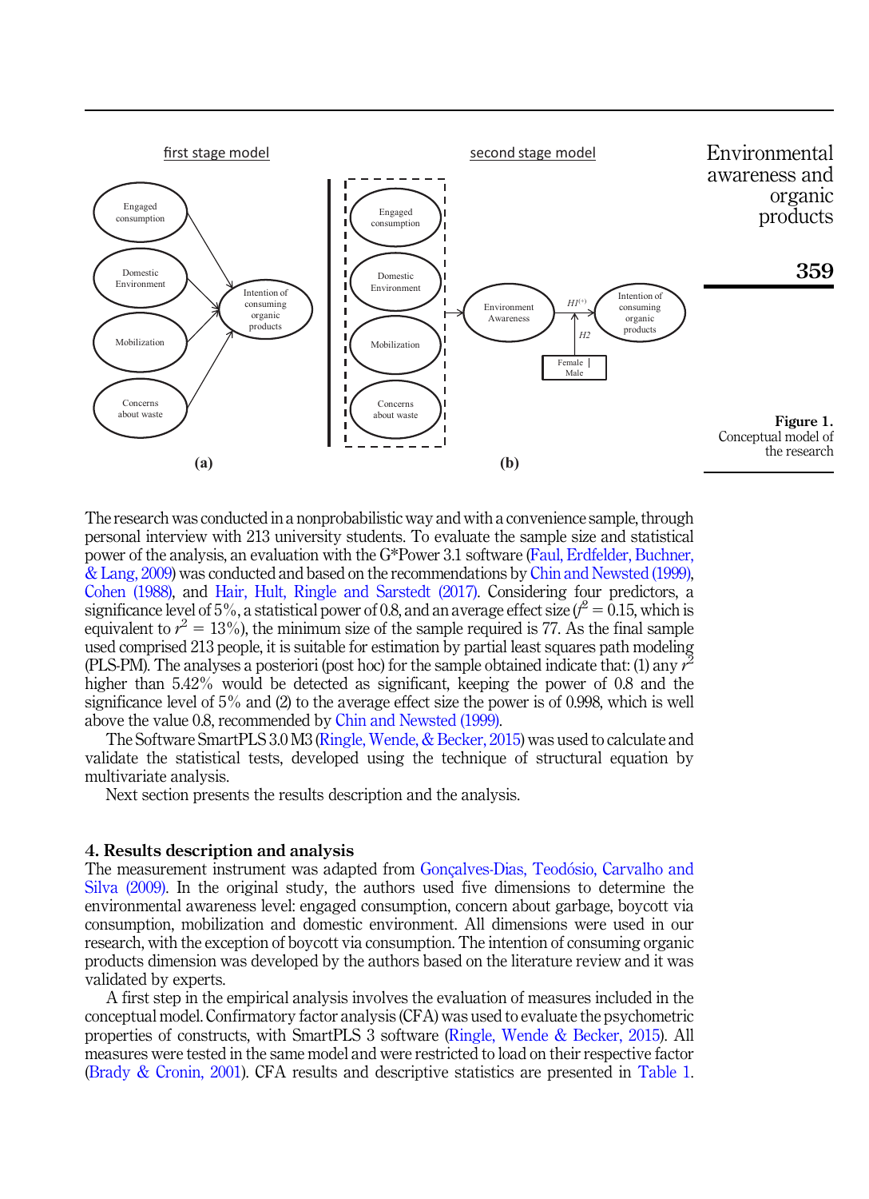first stage model

second stage model

(a)

(b)

**Figure 1.** Conceptual model of the research

The research was conducted in a nonprobabilistic way and with a convenience sample, through personal interview with 213 university students. To evaluate the sample size and statistical power of the analysis, an evaluation with the G*Power 3.1 software (Faul, Erdfelder, Buchner, & Lang, 2009) was conducted and based on the recommendations by Chin and Newsted (1999), Cohen (1988), and Hair, Hult, Ringle and Sarstedt (2017). Considering four predictors, a significance level of 5%, a statistical power of 0.8, and an average effect size ($f^2 = 0.15$, which is equivalent to $r^2 = 13\%$), the minimum size of the sample required is 77. As the final sample used comprised 213 people, it is suitable for estimation by partial least squares path modeling (PLS-PM). The analyses a posteriori (post hoc) for the sample obtained indicate that: (1) any $r^2$ higher than 5.42% would be detected as significant, keeping the power of 0.8 and the significance level of 5% and (2) to the average effect size the power is of 0.998, which is well above the value 0.8, recommended by Chin and Newsted (1999).

The Software SmartPLS 3.0 M3 (Ringle, Wende, & Becker, 2015) was used to calculate and validate the statistical tests, developed using the technique of structural equation by multivariate analysis.

Next section presents the results description and the analysis.

## 4. Results description and analysis

The measurement instrument was adapted from Gonçalves-Dias, Teodósio, Carvalho and Silva (2009). In the original study, the authors used five dimensions to determine the environmental awareness level: engaged consumption, concern about garbage, boycott via consumption, mobilization and domestic environment. All dimensions were used in our research, with the exception of boycott via consumption. The intention of consuming organic products dimension was developed by the authors based on the literature review and it was validated by experts.

A first step in the empirical analysis involves the evaluation of measures included in the conceptual model. Confirmatory factor analysis (CFA) was used to evaluate the psychometric properties of constructs, with SmartPLS 3 software (Ringle, Wende & Becker, 2015). All measures were tested in the same model and were restricted to load on their respective factor (Brady & Cronin, 2001). CFA results and descriptive statistics are presented in Table 1.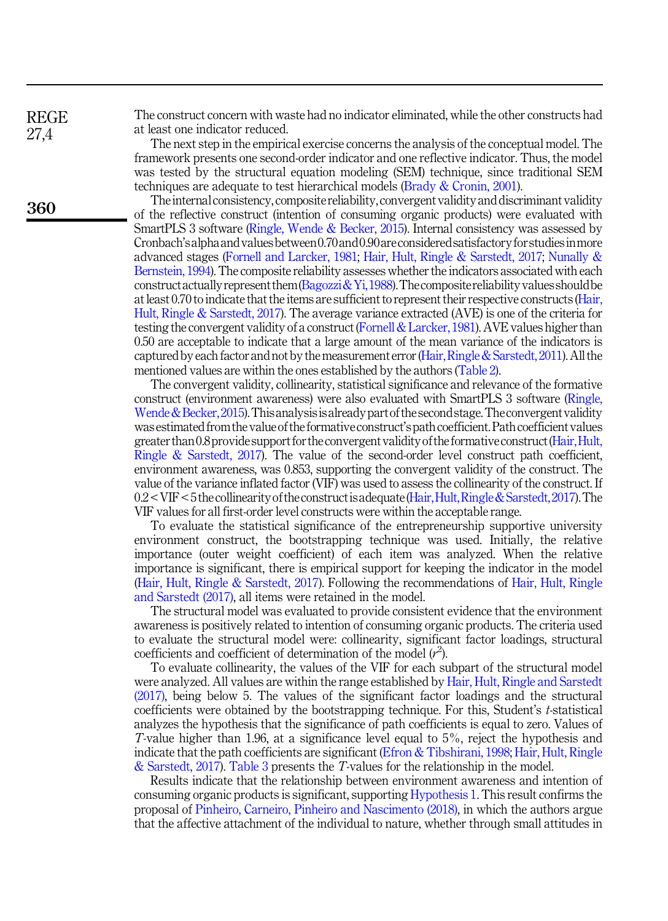The construct concern with waste had no indicator eliminated, while the other constructs had at least one indicator reduced.

The next step in the empirical exercise concerns the analysis of the conceptual model. The framework presents one second-order indicator and one reflective indicator. Thus, the model was tested by the structural equation modeling (SEM) technique, since traditional SEM techniques are adequate to test hierarchical models (Brady & Cronin, 2001).

The internal consistency, composite reliability, convergent validity and discriminant validity of the reflective construct (intention of consuming organic products) were evaluated with SmartPLS 3 software (Ringle, Wende & Becker, 2015). Internal consistency was assessed by Cronbach's alpha and values between 0.70 and 0.90 are considered satisfactory for studies in more advanced stages (Fornell and Larcker, 1981; Hair, Hult, Ringle & Sarstedt, 2017; Nunally & Bernstein, 1994). The composite reliability assesses whether the indicators associated with each construct actually represent them (Bagozzi & Yi, 1988). The composite reliability values should be at least 0.70 to indicate that the items are sufficient to represent their respective constructs (Hair, Hult, Ringle & Sarstedt, 2017). The average variance extracted (AVE) is one of the criteria for testing the convergent validity of a construct (Fornell & Larcker, 1981). AVE values higher than 0.50 are acceptable to indicate that a large amount of the mean variance of the indicators is captured by each factor and not by the measurement error (Hair, Ringle & Sarstedt, 2011). All the mentioned values are within the ones established by the authors (Table 2).

The convergent validity, collinearity, statistical significance and relevance of the formative construct (environment awareness) were also evaluated with SmartPLS 3 software (Ringle, Wende & Becker, 2015). This analysis is already part of the second stage. The convergent validity was estimated from the value of the formative construct's path coefficient. Path coefficient values greater than 0.8 provide support for the convergent validity of the formative construct (Hair, Hult, Ringle & Sarstedt, 2017). The value of the second-order level construct path coefficient, environment awareness, was 0.853, supporting the convergent validity of the construct. The value of the variance inflated factor (VIF) was used to assess the collinearity of the construct. If $0.2 < \text{VIF} < 5$ the collinearity of the construct is adequate (Hair, Hult, Ringle & Sarstedt, 2017). The VIF values for all first-order level constructs were within the acceptable range.

To evaluate the statistical significance of the entrepreneurship supportive university environment construct, the bootstrapping technique was used. Initially, the relative importance (outer weight coefficient) of each item was analyzed. When the relative importance is significant, there is empirical support for keeping the indicator in the model (Hair, Hult, Ringle & Sarstedt, 2017). Following the recommendations of Hair, Hult, Ringle and Sarstedt (2017), all items were retained in the model.

The structural model was evaluated to provide consistent evidence that the environment awareness is positively related to intention of consuming organic products. The criteria used to evaluate the structural model were: collinearity, significant factor loadings, structural coefficients and coefficient of determination of the model ($r^2$).

To evaluate collinearity, the values of the VIF for each subpart of the structural model were analyzed. All values are within the range established by Hair, Hult, Ringle and Sarstedt (2017), being below 5. The values of the significant factor loadings and the structural coefficients were obtained by the bootstrapping technique. For this, Student's $t$-statistical analyzes the hypothesis that the significance of path coefficients is equal to zero. Values of $T$-value higher than 1.96, at a significance level equal to 5%, reject the hypothesis and indicate that the path coefficients are significant (Efron & Tibshirani, 1998; Hair, Hult, Ringle & Sarstedt, 2017). Table 3 presents the $T$-values for the relationship in the model.

Results indicate that the relationship between environment awareness and intention of consuming organic products is significant, supporting Hypothesis 1. This result confirms the proposal of Pinheiro, Carneiro, Pinheiro and Nascimento (2018), in which the authors argue that the affective attachment of the individual to nature, whether through small attitudes in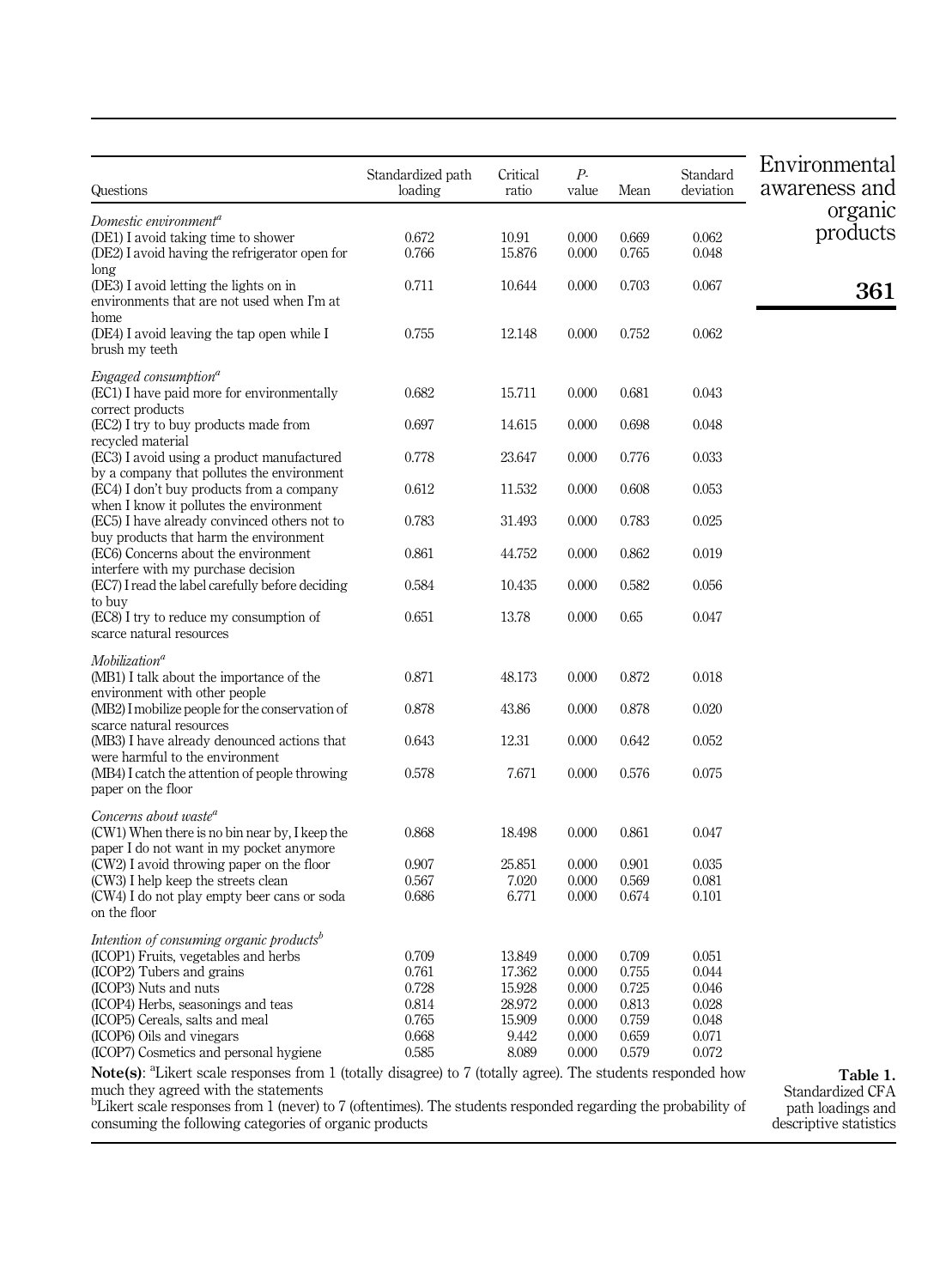**Table 1.** Standardized CFA path loadings and descriptive statistics

| Questions | Standardized path loading | Critical ratio | P-value | Mean | Standard deviation |
|---|---|---|---|---|---|
| *Domestic environment*[a] | | | | | |
| (DE1) I avoid taking time to shower | 0.672 | 10.91 | 0.000 | 0.669 | 0.062 |
| (DE2) I avoid having the refrigerator open for long | 0.766 | 15.876 | 0.000 | 0.765 | 0.048 |
| (DE3) I avoid letting the lights on in environments that are not used when I'm at home | 0.711 | 10.644 | 0.000 | 0.703 | 0.067 |
| (DE4) I avoid leaving the tap open while I brush my teeth | 0.755 | 12.148 | 0.000 | 0.752 | 0.062 |
| *Engaged consumption*[a] | | | | | |
| (EC1) I have paid more for environmentally correct products | 0.682 | 15.711 | 0.000 | 0.681 | 0.043 |
| (EC2) I try to buy products made from recycled material | 0.697 | 14.615 | 0.000 | 0.698 | 0.048 |
| (EC3) I avoid using a product manufactured by a company that pollutes the environment | 0.778 | 23.647 | 0.000 | 0.776 | 0.033 |
| (EC4) I don't buy products from a company when I know it pollutes the environment | 0.612 | 11.532 | 0.000 | 0.608 | 0.053 |
| (EC5) I have already convinced others not to buy products that harm the environment | 0.783 | 31.493 | 0.000 | 0.783 | 0.025 |
| (EC6) Concerns about the environment interfere with my purchase decision | 0.861 | 44.752 | 0.000 | 0.862 | 0.019 |
| (EC7) I read the label carefully before deciding to buy | 0.584 | 10.435 | 0.000 | 0.582 | 0.056 |
| (EC8) I try to reduce my consumption of scarce natural resources | 0.651 | 13.78 | 0.000 | 0.65 | 0.047 |
| *Mobilization*[a] | | | | | |
| (MB1) I talk about the importance of the environment with other people | 0.871 | 48.173 | 0.000 | 0.872 | 0.018 |
| (MB2) I mobilize people for the conservation of scarce natural resources | 0.878 | 43.86 | 0.000 | 0.878 | 0.020 |
| (MB3) I have already denounced actions that were harmful to the environment | 0.643 | 12.31 | 0.000 | 0.642 | 0.052 |
| (MB4) I catch the attention of people throwing paper on the floor | 0.578 | 7.671 | 0.000 | 0.576 | 0.075 |
| *Concerns about waste*[a] | | | | | |
| (CW1) When there is no bin near by, I keep the paper I do not want in my pocket anymore | 0.868 | 18.498 | 0.000 | 0.861 | 0.047 |
| (CW2) I avoid throwing paper on the floor | 0.907 | 25.851 | 0.000 | 0.901 | 0.035 |
| (CW3) I help keep the streets clean | 0.567 | 7.020 | 0.000 | 0.569 | 0.081 |
| (CW4) I do not play empty beer cans or soda on the floor | 0.686 | 6.771 | 0.000 | 0.674 | 0.101 |
| *Intention of consuming organic products*[b] | | | | | |
| (ICOP1) Fruits, vegetables and herbs | 0.709 | 13.849 | 0.000 | 0.709 | 0.051 |
| (ICOP2) Tubers and grains | 0.761 | 17.362 | 0.000 | 0.755 | 0.044 |
| (ICOP3) Nuts and nuts | 0.728 | 15.928 | 0.000 | 0.725 | 0.046 |
| (ICOP4) Herbs, seasonings and teas | 0.814 | 28.972 | 0.000 | 0.813 | 0.028 |
| (ICOP5) Cereals, salts and meal | 0.765 | 15.909 | 0.000 | 0.759 | 0.048 |
| (ICOP6) Oils and vinegars | 0.668 | 9.442 | 0.000 | 0.659 | 0.071 |
| (ICOP7) Cosmetics and personal hygiene | 0.585 | 8.089 | 0.000 | 0.579 | 0.072 |

**Note(s)**: [a]Likert scale responses from 1 (totally disagree) to 7 (totally agree). The students responded how much they agreed with the statements
[b]Likert scale responses from 1 (never) to 7 (oftentimes). The students responded regarding the probability of consuming the following categories of organic products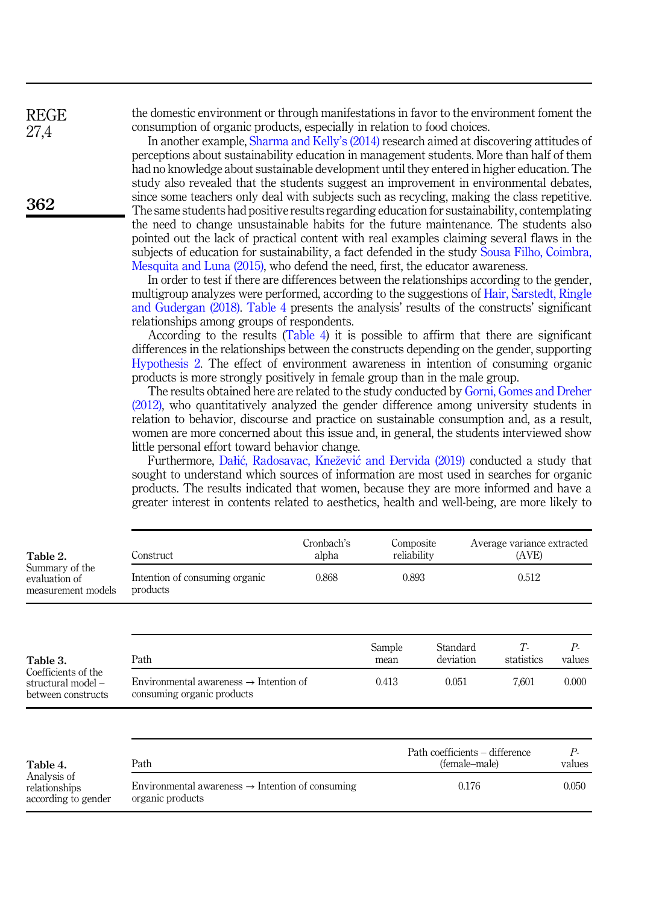the domestic environment or through manifestations in favor to the environment foment the consumption of organic products, especially in relation to food choices.

In another example, Sharma and Kelly's (2014) research aimed at discovering attitudes of perceptions about sustainability education in management students. More than half of them had no knowledge about sustainable development until they entered in higher education. The study also revealed that the students suggest an improvement in environmental debates, since some teachers only deal with subjects such as recycling, making the class repetitive. The same students had positive results regarding education for sustainability, contemplating the need to change unsustainable habits for the future maintenance. The students also pointed out the lack of practical content with real examples claiming several flaws in the subjects of education for sustainability, a fact defended in the study Sousa Filho, Coimbra, Mesquita and Luna (2015), who defend the need, first, the educator awareness.

In order to test if there are differences between the relationships according to the gender, multigroup analyzes were performed, according to the suggestions of Hair, Sarstedt, Ringle and Gudergan (2018). Table 4 presents the analysis' results of the constructs' significant relationships among groups of respondents.

According to the results (Table 4) it is possible to affirm that there are significant differences in the relationships between the constructs depending on the gender, supporting Hypothesis 2. The effect of environment awareness in intention of consuming organic products is more strongly positively in female group than in the male group.

The results obtained here are related to the study conducted by Gorni, Gomes and Dreher (2012), who quantitatively analyzed the gender difference among university students in relation to behavior, discourse and practice on sustainable consumption and, as a result, women are more concerned about this issue and, in general, the students interviewed show little personal effort toward behavior change.

Furthermore, Dalić, Radosavac, Knežević and Đervida (2019) conducted a study that sought to understand which sources of information are most used in searches for organic products. The results indicated that women, because they are more informed and have a greater interest in contents related to aesthetics, health and well-being, are more likely to

**Table 2.** Summary of the evaluation of measurement models

| Construct | Cronbach's alpha | Composite reliability | Average variance extracted (AVE) |
|---|---|---|---|
| Intention of consuming organic products | 0.868 | 0.893 | 0.512 |

**Table 3.** Coefficients of the structural model – between constructs

| Path | Sample mean | Standard deviation | T-statistics | P-values |
|---|---|---|---|---|
| Environmental awareness → Intention of consuming organic products | 0.413 | 0.051 | 7,601 | 0.000 |

**Table 4.** Analysis of relationships according to gender

| Path | Path coefficients – difference (female–male) | P-values |
|---|---|---|
| Environmental awareness → Intention of consuming organic products | 0.176 | 0.050 |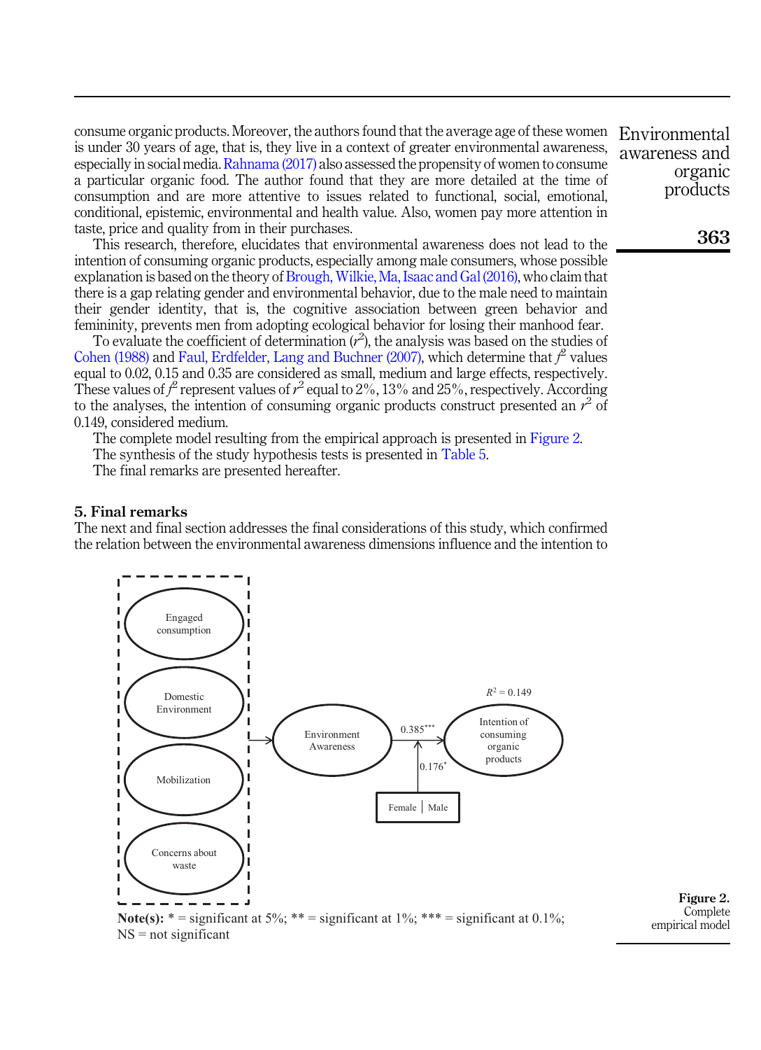consume organic products. Moreover, the authors found that the average age of these women is under 30 years of age, that is, they live in a context of greater environmental awareness, especially in social media. Rahnama (2017) also assessed the propensity of women to consume a particular organic food. The author found that they are more detailed at the time of consumption and are more attentive to issues related to functional, social, emotional, conditional, epistemic, environmental and health value. Also, women pay more attention in taste, price and quality from in their purchases.

This research, therefore, elucidates that environmental awareness does not lead to the intention of consuming organic products, especially among male consumers, whose possible explanation is based on the theory of Brough, Wilkie, Ma, Isaac and Gal (2016), who claim that there is a gap relating gender and environmental behavior, due to the male need to maintain their gender identity, that is, the cognitive association between green behavior and femininity, prevents men from adopting ecological behavior for losing their manhood fear.

To evaluate the coefficient of determination ($r^2$), the analysis was based on the studies of Cohen (1988) and Faul, Erdfelder, Lang and Buchner (2007), which determine that $f^2$ values equal to 0.02, 0.15 and 0.35 are considered as small, medium and large effects, respectively. These values of $f^2$ represent values of $r^2$ equal to 2%, 13% and 25%, respectively. According to the analyses, the intention of consuming organic products construct presented an $r^2$ of 0.149, considered medium.

The complete model resulting from the empirical approach is presented in Figure 2.

The synthesis of the study hypothesis tests is presented in Table 5.

The final remarks are presented hereafter.

## 5. Final remarks

The next and final section addresses the final considerations of this study, which confirmed the relation between the environmental awareness dimensions influence and the intention to

**Note(s):** * = significant at 5%; ** = significant at 1%; *** = significant at 0.1%; NS = not significant

**Figure 2.** Complete empirical model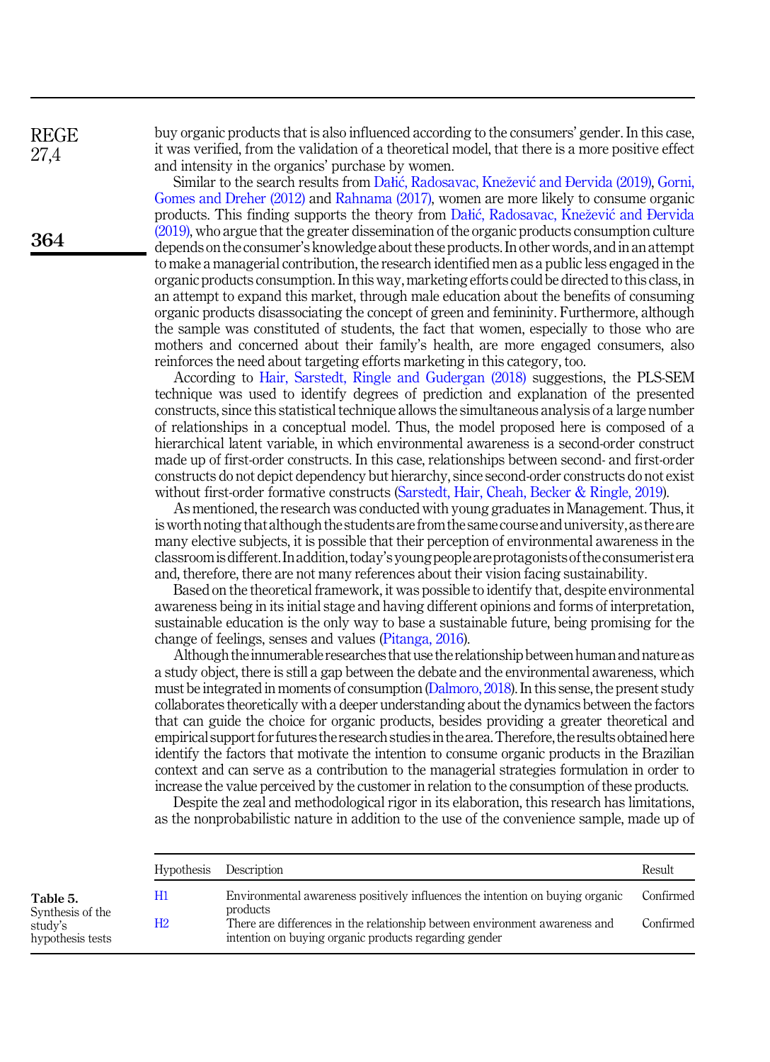buy organic products that is also influenced according to the consumers' gender. In this case, it was verified, from the validation of a theoretical model, that there is a more positive effect and intensity in the organics' purchase by women.

Similar to the search results from Dal̵ić, Radosavac, Knežević and Đervida (2019), Gorni, Gomes and Dreher (2012) and Rahnama (2017), women are more likely to consume organic products. This finding supports the theory from Dal̵ić, Radosavac, Knežević and Đervida (2019), who argue that the greater dissemination of the organic products consumption culture depends on the consumer's knowledge about these products. In other words, and in an attempt to make a managerial contribution, the research identified men as a public less engaged in the organic products consumption. In this way, marketing efforts could be directed to this class, in an attempt to expand this market, through male education about the benefits of consuming organic products disassociating the concept of green and femininity. Furthermore, although the sample was constituted of students, the fact that women, especially to those who are mothers and concerned about their family's health, are more engaged consumers, also reinforces the need about targeting efforts marketing in this category, too.

According to Hair, Sarstedt, Ringle and Gudergan (2018) suggestions, the PLS-SEM technique was used to identify degrees of prediction and explanation of the presented constructs, since this statistical technique allows the simultaneous analysis of a large number of relationships in a conceptual model. Thus, the model proposed here is composed of a hierarchical latent variable, in which environmental awareness is a second-order construct made up of first-order constructs. In this case, relationships between second- and first-order constructs do not depict dependency but hierarchy, since second-order constructs do not exist without first-order formative constructs (Sarstedt, Hair, Cheah, Becker & Ringle, 2019).

As mentioned, the research was conducted with young graduates in Management. Thus, it is worth noting that although the students are from the same course and university, as there are many elective subjects, it is possible that their perception of environmental awareness in the classroom is different. In addition, today's young people are protagonists of the consumerist era and, therefore, there are not many references about their vision facing sustainability.

Based on the theoretical framework, it was possible to identify that, despite environmental awareness being in its initial stage and having different opinions and forms of interpretation, sustainable education is the only way to base a sustainable future, being promising for the change of feelings, senses and values (Pitanga, 2016).

Although the innumerable researches that use the relationship between human and nature as a study object, there is still a gap between the debate and the environmental awareness, which must be integrated in moments of consumption (Dalmoro, 2018). In this sense, the present study collaborates theoretically with a deeper understanding about the dynamics between the factors that can guide the choice for organic products, besides providing a greater theoretical and empirical support for futures the research studies in the area. Therefore, the results obtained here identify the factors that motivate the intention to consume organic products in the Brazilian context and can serve as a contribution to the managerial strategies formulation in order to increase the value perceived by the customer in relation to the consumption of these products.

Despite the zeal and methodological rigor in its elaboration, this research has limitations, as the nonprobabilistic nature in addition to the use of the convenience sample, made up of

**Table 5.** Synthesis of the study's hypothesis tests

| Hypothesis | Description | Result |
|---|---|---|
| H1 | Environmental awareness positively influences the intention on buying organic products | Confirmed |
| H2 | There are differences in the relationship between environment awareness and intention on buying organic products regarding gender | Confirmed |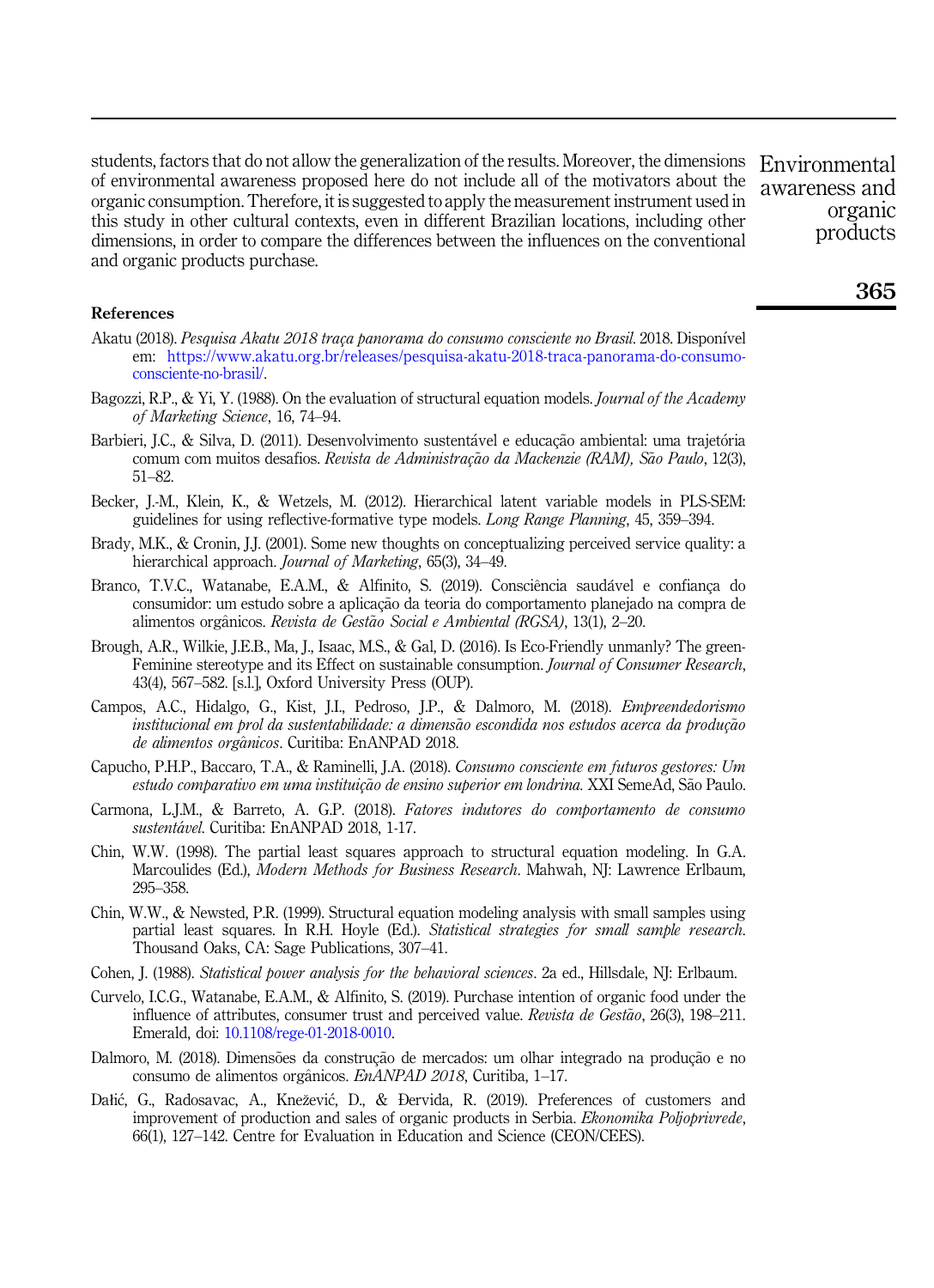students, factors that do not allow the generalization of the results. Moreover, the dimensions of environmental awareness proposed here do not include all of the motivators about the organic consumption. Therefore, it is suggested to apply the measurement instrument used in this study in other cultural contexts, even in different Brazilian locations, including other dimensions, in order to compare the differences between the influences on the conventional and organic products purchase.

## References

Akatu (2018). *Pesquisa Akatu 2018 traça panorama do consumo consciente no Brasil*. 2018. Disponível em: https://www.akatu.org.br/releases/pesquisa-akatu-2018-traca-panorama-do-consumo-consciente-no-brasil/.

Bagozzi, R.P., & Yi, Y. (1988). On the evaluation of structural equation models. *Journal of the Academy of Marketing Science*, 16, 74–94.

Barbieri, J.C., & Silva, D. (2011). Desenvolvimento sustentável e educação ambiental: uma trajetória comum com muitos desafios. *Revista de Administração da Mackenzie (RAM), São Paulo*, 12(3), 51–82.

Becker, J.-M., Klein, K., & Wetzels, M. (2012). Hierarchical latent variable models in PLS-SEM: guidelines for using reflective-formative type models. *Long Range Planning*, 45, 359–394.

Brady, M.K., & Cronin, J.J. (2001). Some new thoughts on conceptualizing perceived service quality: a hierarchical approach. *Journal of Marketing*, 65(3), 34–49.

Branco, T.V.C., Watanabe, E.A.M., & Alfinito, S. (2019). Consciência saudável e confiança do consumidor: um estudo sobre a aplicação da teoria do comportamento planejado na compra de alimentos orgânicos. *Revista de Gestão Social e Ambiental (RGSA)*, 13(1), 2–20.

Brough, A.R., Wilkie, J.E.B., Ma, J., Isaac, M.S., & Gal, D. (2016). Is Eco-Friendly unmanly? The green-Feminine stereotype and its Effect on sustainable consumption. *Journal of Consumer Research*, 43(4), 567–582. [s.l.], Oxford University Press (OUP).

Campos, A.C., Hidalgo, G., Kist, J.I., Pedroso, J.P., & Dalmoro, M. (2018). *Empreendedorismo institucional em prol da sustentabilidade: a dimensão escondida nos estudos acerca da produção de alimentos orgânicos*. Curitiba: EnANPAD 2018.

Capucho, P.H.P., Baccaro, T.A., & Raminelli, J.A. (2018). *Consumo consciente em futuros gestores: Um estudo comparativo em uma instituição de ensino superior em londrina*. XXI SemeAd, São Paulo.

Carmona, L.J.M., & Barreto, A. G.P. (2018). *Fatores indutores do comportamento de consumo sustentável*. Curitiba: EnANPAD 2018, 1-17.

Chin, W.W. (1998). The partial least squares approach to structural equation modeling. In G.A. Marcoulides (Ed.), *Modern Methods for Business Research*. Mahwah, NJ: Lawrence Erlbaum, 295–358.

Chin, W.W., & Newsted, P.R. (1999). Structural equation modeling analysis with small samples using partial least squares. In R.H. Hoyle (Ed.). *Statistical strategies for small sample research*. Thousand Oaks, CA: Sage Publications, 307–41.

Cohen, J. (1988). *Statistical power analysis for the behavioral sciences*. 2a ed., Hillsdale, NJ: Erlbaum.

Curvelo, I.C.G., Watanabe, E.A.M., & Alfinito, S. (2019). Purchase intention of organic food under the influence of attributes, consumer trust and perceived value. *Revista de Gestão*, 26(3), 198–211. Emerald, doi: 10.1108/rege-01-2018-0010.

Dalmoro, M. (2018). Dimensões da construção de mercados: um olhar integrado na produção e no consumo de alimentos orgânicos. *EnANPAD 2018*, Curitiba, 1–17.

Dałić, G., Radosavac, A., Knežević, D., & Đervida, R. (2019). Preferences of customers and improvement of production and sales of organic products in Serbia. *Ekonomika Poljoprivrede*, 66(1), 127–142. Centre for Evaluation in Education and Science (CEON/CEES).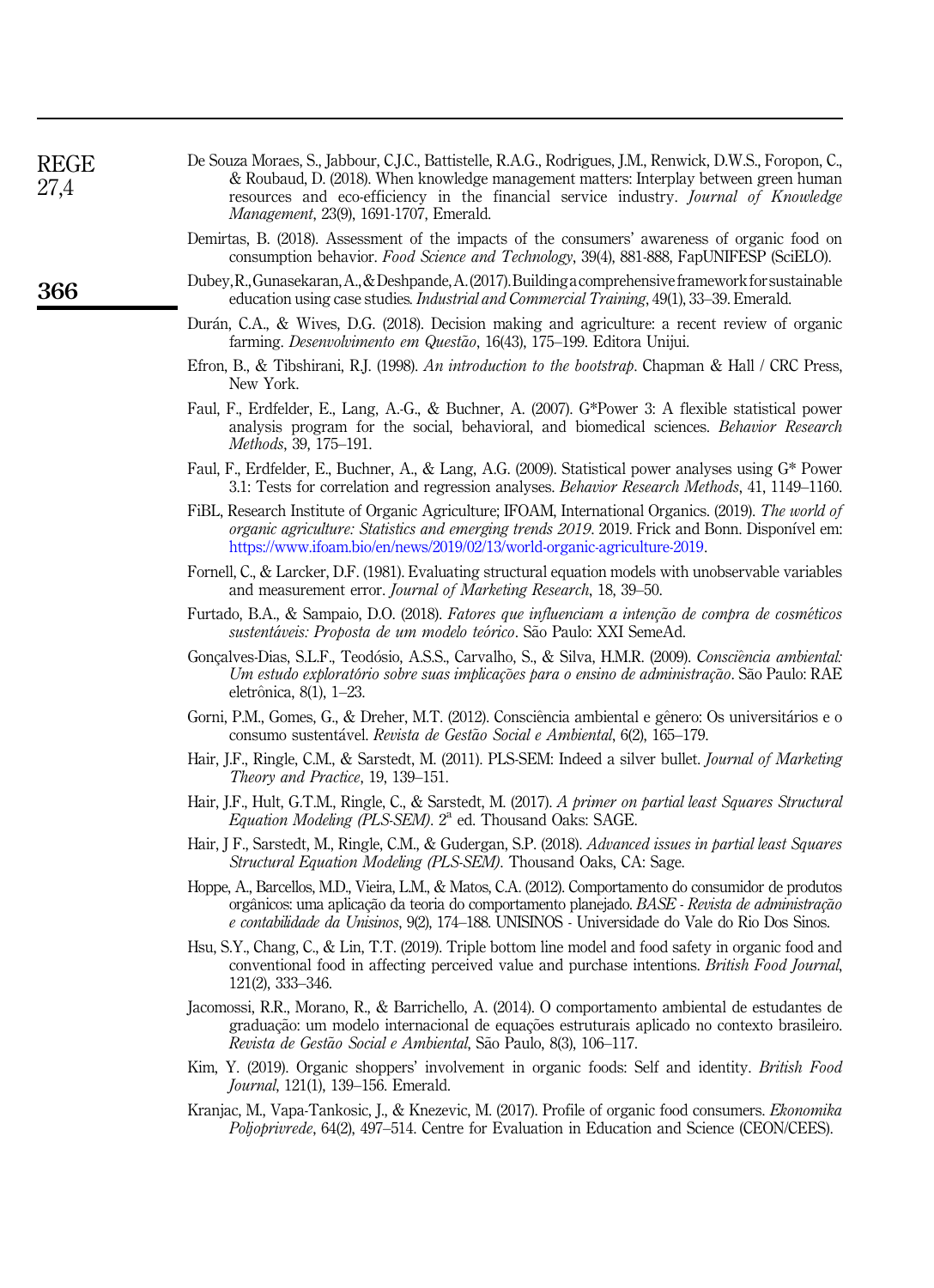De Souza Moraes, S., Jabbour, C.J.C., Battistelle, R.A.G., Rodrigues, J.M., Renwick, D.W.S., Foropon, C., & Roubaud, D. (2018). When knowledge management matters: Interplay between green human resources and eco-efficiency in the financial service industry. *Journal of Knowledge Management*, 23(9), 1691-1707, Emerald.

Demirtas, B. (2018). Assessment of the impacts of the consumers' awareness of organic food on consumption behavior. *Food Science and Technology*, 39(4), 881-888, FapUNIFESP (SciELO).

Dubey, R., Gunasekaran, A., & Deshpande, A. (2017). Building a comprehensive framework for sustainable education using case studies. *Industrial and Commercial Training*, 49(1), 33–39. Emerald.

Durán, C.A., & Wives, D.G. (2018). Decision making and agriculture: a recent review of organic farming. *Desenvolvimento em Questão*, 16(43), 175–199. Editora Unijui.

Efron, B., & Tibshirani, R.J. (1998). *An introduction to the bootstrap*. Chapman & Hall / CRC Press, New York.

Faul, F., Erdfelder, E., Lang, A.-G., & Buchner, A. (2007). G*Power 3: A flexible statistical power analysis program for the social, behavioral, and biomedical sciences. *Behavior Research Methods*, 39, 175–191.

Faul, F., Erdfelder, E., Buchner, A., & Lang, A.G. (2009). Statistical power analyses using G* Power 3.1: Tests for correlation and regression analyses. *Behavior Research Methods*, 41, 1149–1160.

FiBL, Research Institute of Organic Agriculture; IFOAM, International Organics. (2019). *The world of organic agriculture: Statistics and emerging trends 2019*. 2019. Frick and Bonn. Disponível em: https://www.ifoam.bio/en/news/2019/02/13/world-organic-agriculture-2019.

Fornell, C., & Larcker, D.F. (1981). Evaluating structural equation models with unobservable variables and measurement error. *Journal of Marketing Research*, 18, 39–50.

Furtado, B.A., & Sampaio, D.O. (2018). *Fatores que influenciam a intenção de compra de cosméticos sustentáveis: Proposta de um modelo teórico*. São Paulo: XXI SemeAd.

Gonçalves-Dias, S.L.F., Teodósio, A.S.S., Carvalho, S., & Silva, H.M.R. (2009). *Consciência ambiental: Um estudo exploratório sobre suas implicações para o ensino de administração*. São Paulo: RAE eletrônica, 8(1), 1–23.

Gorni, P.M., Gomes, G., & Dreher, M.T. (2012). Consciência ambiental e gênero: Os universitários e o consumo sustentável. *Revista de Gestão Social e Ambiental*, 6(2), 165–179.

Hair, J.F., Ringle, C.M., & Sarstedt, M. (2011). PLS-SEM: Indeed a silver bullet. *Journal of Marketing Theory and Practice*, 19, 139–151.

Hair, J.F., Hult, G.T.M., Ringle, C., & Sarstedt, M. (2017). *A primer on partial least Squares Structural Equation Modeling (PLS-SEM)*. 2ª ed. Thousand Oaks: SAGE.

Hair, J F., Sarstedt, M., Ringle, C.M., & Gudergan, S.P. (2018). *Advanced issues in partial least Squares Structural Equation Modeling (PLS-SEM)*. Thousand Oaks, CA: Sage.

Hoppe, A., Barcellos, M.D., Vieira, L.M., & Matos, C.A. (2012). Comportamento do consumidor de produtos orgânicos: uma aplicação da teoria do comportamento planejado. *BASE - Revista de administração e contabilidade da Unisinos*, 9(2), 174–188. UNISINOS - Universidade do Vale do Rio Dos Sinos.

Hsu, S.Y., Chang, C., & Lin, T.T. (2019). Triple bottom line model and food safety in organic food and conventional food in affecting perceived value and purchase intentions. *British Food Journal*, 121(2), 333–346.

Jacomossi, R.R., Morano, R., & Barrichello, A. (2014). O comportamento ambiental de estudantes de graduação: um modelo internacional de equações estruturais aplicado no contexto brasileiro. *Revista de Gestão Social e Ambiental*, São Paulo, 8(3), 106–117.

Kim, Y. (2019). Organic shoppers' involvement in organic foods: Self and identity. *British Food Journal*, 121(1), 139–156. Emerald.

Kranjac, M., Vapa-Tankosic, J., & Knezevic, M. (2017). Profile of organic food consumers. *Ekonomika Poljoprivrede*, 64(2), 497–514. Centre for Evaluation in Education and Science (CEON/CEES).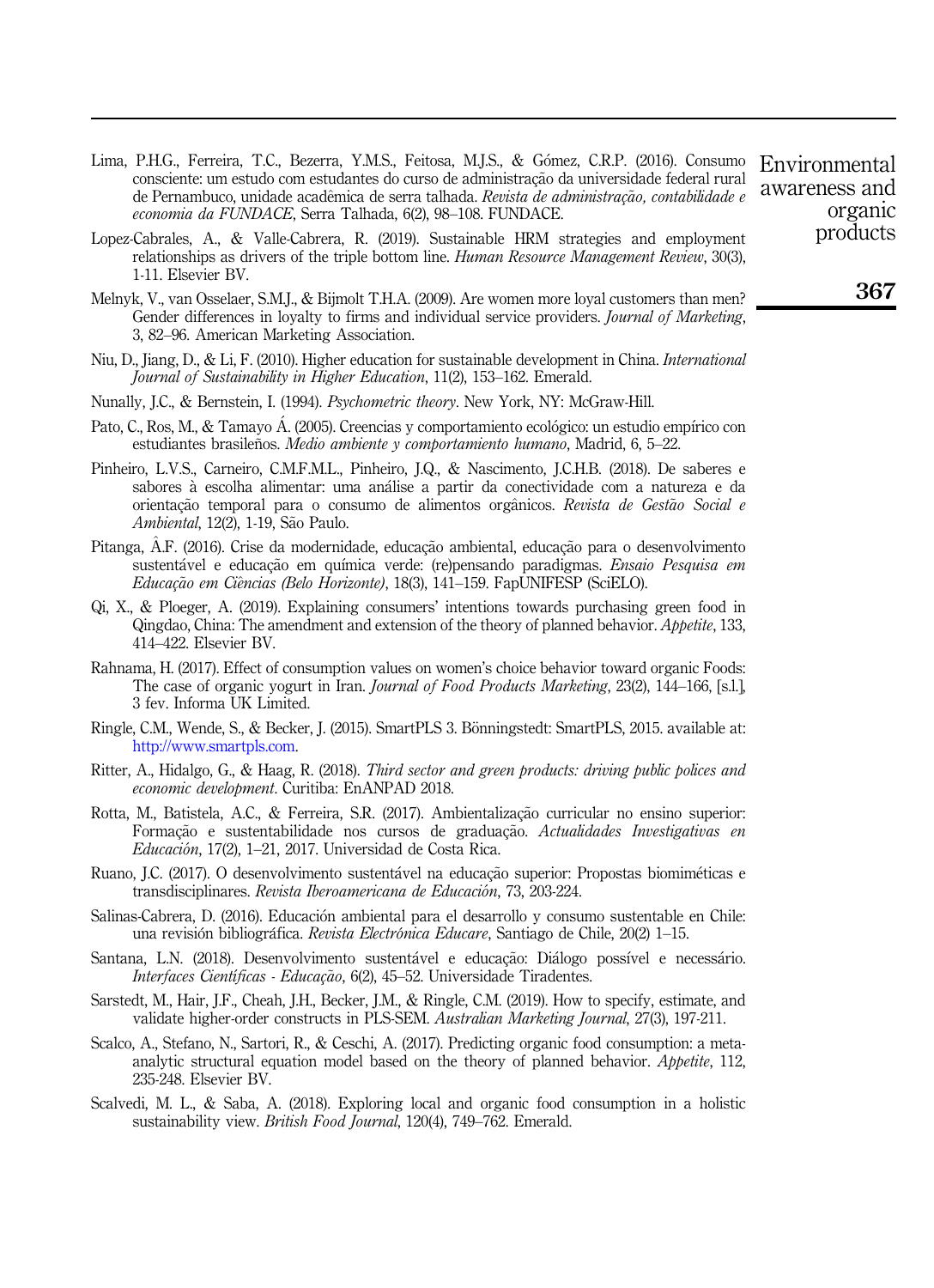Lima, P.H.G., Ferreira, T.C., Bezerra, Y.M.S., Feitosa, M.J.S., & Gómez, C.R.P. (2016). Consumo consciente: um estudo com estudantes do curso de administração da universidade federal rural de Pernambuco, unidade acadêmica de serra talhada. *Revista de administração, contabilidade e economia da FUNDACE*, Serra Talhada, 6(2), 98–108. FUNDACE.

Lopez-Cabrales, A., & Valle-Cabrera, R. (2019). Sustainable HRM strategies and employment relationships as drivers of the triple bottom line. *Human Resource Management Review*, 30(3), 1-11. Elsevier BV.

Melnyk, V., van Osselaer, S.M.J., & Bijmolt T.H.A. (2009). Are women more loyal customers than men? Gender differences in loyalty to firms and individual service providers. *Journal of Marketing*, 3, 82–96. American Marketing Association.

Niu, D., Jiang, D., & Li, F. (2010). Higher education for sustainable development in China. *International Journal of Sustainability in Higher Education*, 11(2), 153–162. Emerald.

Nunally, J.C., & Bernstein, I. (1994). *Psychometric theory*. New York, NY: McGraw-Hill.

Pato, C., Ros, M., & Tamayo Á. (2005). Creencias y comportamiento ecológico: un estudio empírico con estudiantes brasileños. *Medio ambiente y comportamiento humano*, Madrid, 6, 5–22.

Pinheiro, L.V.S., Carneiro, C.M.F.M.L., Pinheiro, J.Q., & Nascimento, J.C.H.B. (2018). De saberes e sabores à escolha alimentar: uma análise a partir da conectividade com a natureza e da orientação temporal para o consumo de alimentos orgânicos. *Revista de Gestão Social e Ambiental*, 12(2), 1-19, São Paulo.

Pitanga, Â.F. (2016). Crise da modernidade, educação ambiental, educação para o desenvolvimento sustentável e educação em química verde: (re)pensando paradigmas. *Ensaio Pesquisa em Educação em Ciências (Belo Horizonte)*, 18(3), 141–159. FapUNIFESP (SciELO).

Qi, X., & Ploeger, A. (2019). Explaining consumers' intentions towards purchasing green food in Qingdao, China: The amendment and extension of the theory of planned behavior. *Appetite*, 133, 414–422. Elsevier BV.

Rahnama, H. (2017). Effect of consumption values on women's choice behavior toward organic Foods: The case of organic yogurt in Iran. *Journal of Food Products Marketing*, 23(2), 144–166, [s.l.], 3 fev. Informa UK Limited.

Ringle, C.M., Wende, S., & Becker, J. (2015). SmartPLS 3. Bönningstedt: SmartPLS, 2015. available at: http://www.smartpls.com.

Ritter, A., Hidalgo, G., & Haag, R. (2018). *Third sector and green products: driving public polices and economic development*. Curitiba: EnANPAD 2018.

Rotta, M., Batistela, A.C., & Ferreira, S.R. (2017). Ambientalização curricular no ensino superior: Formação e sustentabilidade nos cursos de graduação. *Actualidades Investigativas en Educación*, 17(2), 1–21, 2017. Universidad de Costa Rica.

Ruano, J.C. (2017). O desenvolvimento sustentável na educação superior: Propostas biomiméticas e transdisciplinares. *Revista Iberoamericana de Educación*, 73, 203-224.

Salinas-Cabrera, D. (2016). Educación ambiental para el desarrollo y consumo sustentable en Chile: una revisión bibliográfica. *Revista Electrónica Educare*, Santiago de Chile, 20(2) 1–15.

Santana, L.N. (2018). Desenvolvimento sustentável e educação: Diálogo possível e necessário. *Interfaces Científicas - Educação*, 6(2), 45–52. Universidade Tiradentes.

Sarstedt, M., Hair, J.F., Cheah, J.H., Becker, J.M., & Ringle, C.M. (2019). How to specify, estimate, and validate higher-order constructs in PLS-SEM. *Australian Marketing Journal*, 27(3), 197-211.

Scalco, A., Stefano, N., Sartori, R., & Ceschi, A. (2017). Predicting organic food consumption: a meta-analytic structural equation model based on the theory of planned behavior. *Appetite*, 112, 235-248. Elsevier BV.

Scalvedi, M. L., & Saba, A. (2018). Exploring local and organic food consumption in a holistic sustainability view. *British Food Journal*, 120(4), 749–762. Emerald.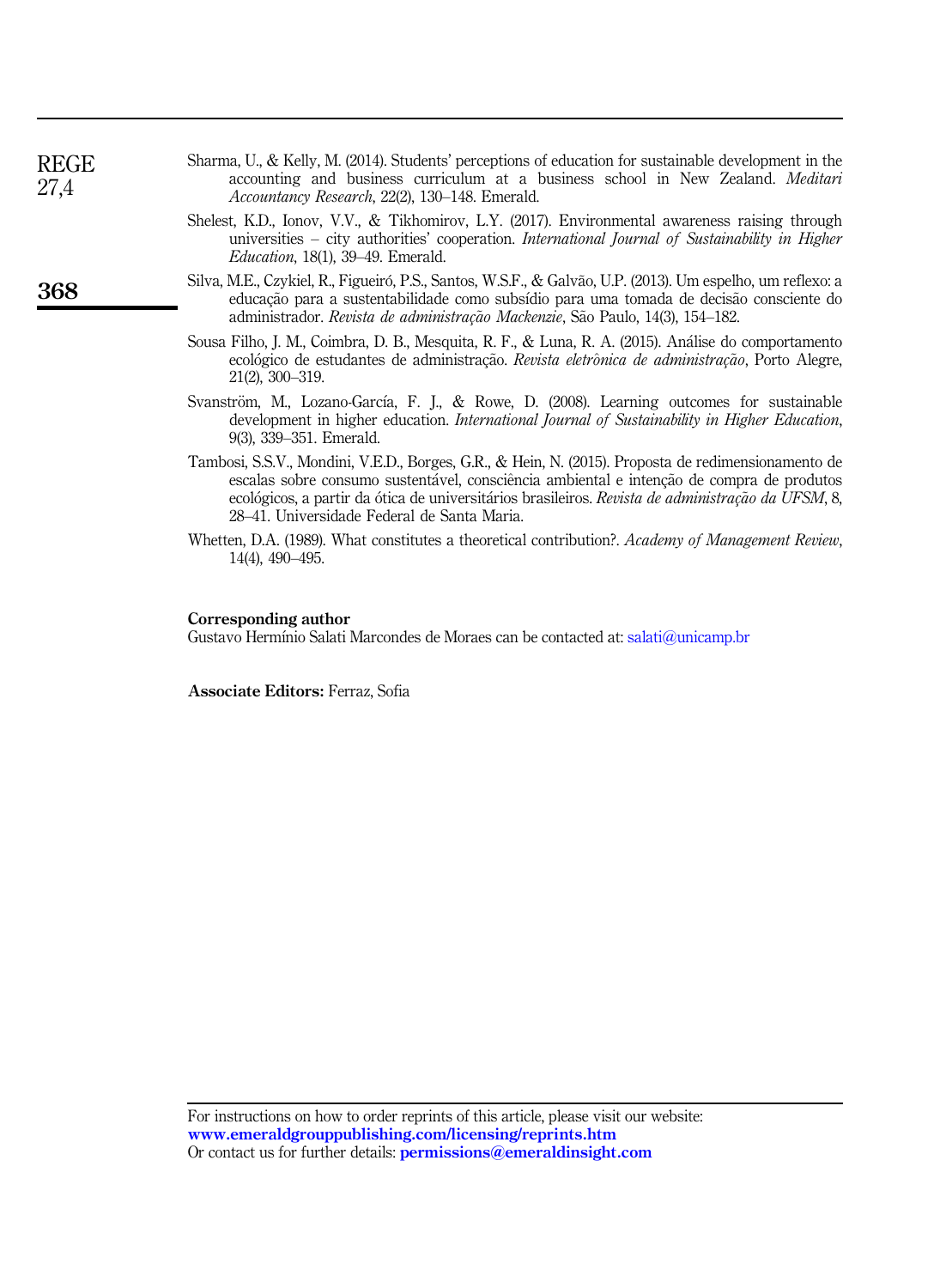Sharma, U., & Kelly, M. (2014). Students' perceptions of education for sustainable development in the accounting and business curriculum at a business school in New Zealand. *Meditari Accountancy Research*, 22(2), 130–148. Emerald.

Shelest, K.D., Ionov, V.V., & Tikhomirov, L.Y. (2017). Environmental awareness raising through universities – city authorities' cooperation. *International Journal of Sustainability in Higher Education*, 18(1), 39–49. Emerald.

Silva, M.E., Czykiel, R., Figueiró, P.S., Santos, W.S.F., & Galvão, U.P. (2013). Um espelho, um reflexo: a educação para a sustentabilidade como subsídio para uma tomada de decisão consciente do administrador. *Revista de administração Mackenzie*, São Paulo, 14(3), 154–182.

Sousa Filho, J. M., Coimbra, D. B., Mesquita, R. F., & Luna, R. A. (2015). Análise do comportamento ecológico de estudantes de administração. *Revista eletrônica de administração*, Porto Alegre, 21(2), 300–319.

Svanström, M., Lozano-García, F. J., & Rowe, D. (2008). Learning outcomes for sustainable development in higher education. *International Journal of Sustainability in Higher Education*, 9(3), 339–351. Emerald.

Tambosi, S.S.V., Mondini, V.E.D., Borges, G.R., & Hein, N. (2015). Proposta de redimensionamento de escalas sobre consumo sustentável, consciência ambiental e intenção de compra de produtos ecológicos, a partir da ótica de universitários brasileiros. *Revista de administração da UFSM*, 8, 28–41. Universidade Federal de Santa Maria.

Whetten, D.A. (1989). What constitutes a theoretical contribution?. *Academy of Management Review*, 14(4), 490–495.

**Corresponding author**
Gustavo Hermínio Salati Marcondes de Moraes can be contacted at: salati@unicamp.br

**Associate Editors:** Ferraz, Sofia

For instructions on how to order reprints of this article, please visit our website:
**www.emeraldgrouppublishing.com/licensing/reprints.htm**
Or contact us for further details: **permissions@emeraldinsight.com**